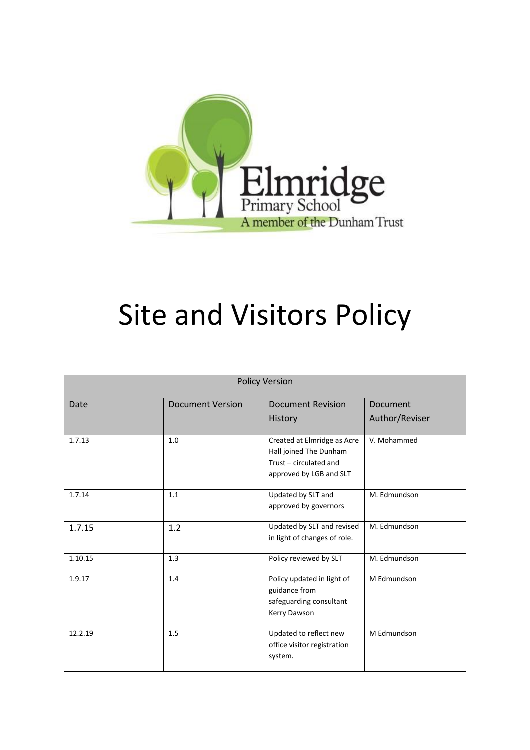Elmridge
Primary School
A member of the Dunham Trust

# Site and Visitors Policy

| Policy Version | | | |
|---|---|---|---|
| Date | Document Version | Document Revision History | Document Author/Reviser |
| 1.7.13 | 1.0 | Created at Elmridge as Acre Hall joined The Dunham Trust – circulated and approved by LGB and SLT | V. Mohammed |
| 1.7.14 | 1.1 | Updated by SLT and approved by governors | M. Edmundson |
| 1.7.15 | 1.2 | Updated by SLT and revised in light of changes of role. | M. Edmundson |
| 1.10.15 | 1.3 | Policy reviewed by SLT | M. Edmundson |
| 1.9.17 | 1.4 | Policy updated in light of guidance from safeguarding consultant Kerry Dawson | M Edmundson |
| 12.2.19 | 1.5 | Updated to reflect new office visitor registration system. | M Edmundson |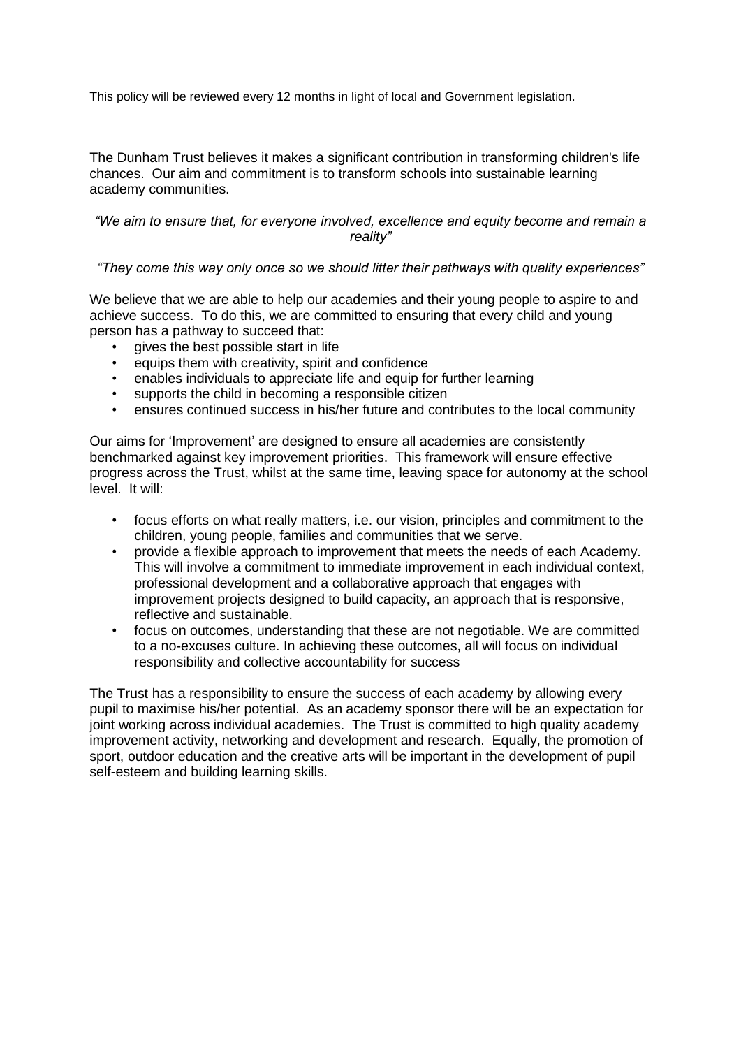This policy will be reviewed every 12 months in light of local and Government legislation.

The Dunham Trust believes it makes a significant contribution in transforming children's life chances. Our aim and commitment is to transform schools into sustainable learning academy communities.

*"We aim to ensure that, for everyone involved, excellence and equity become and remain a reality"*

*"They come this way only once so we should litter their pathways with quality experiences"*

We believe that we are able to help our academies and their young people to aspire to and achieve success. To do this, we are committed to ensuring that every child and young person has a pathway to succeed that:

- gives the best possible start in life
- equips them with creativity, spirit and confidence
- enables individuals to appreciate life and equip for further learning
- supports the child in becoming a responsible citizen
- ensures continued success in his/her future and contributes to the local community

Our aims for 'Improvement' are designed to ensure all academies are consistently benchmarked against key improvement priorities. This framework will ensure effective progress across the Trust, whilst at the same time, leaving space for autonomy at the school level. It will:

- focus efforts on what really matters, i.e. our vision, principles and commitment to the children, young people, families and communities that we serve.
- provide a flexible approach to improvement that meets the needs of each Academy. This will involve a commitment to immediate improvement in each individual context, professional development and a collaborative approach that engages with improvement projects designed to build capacity, an approach that is responsive, reflective and sustainable.
- focus on outcomes, understanding that these are not negotiable. We are committed to a no-excuses culture. In achieving these outcomes, all will focus on individual responsibility and collective accountability for success

The Trust has a responsibility to ensure the success of each academy by allowing every pupil to maximise his/her potential. As an academy sponsor there will be an expectation for joint working across individual academies. The Trust is committed to high quality academy improvement activity, networking and development and research. Equally, the promotion of sport, outdoor education and the creative arts will be important in the development of pupil self-esteem and building learning skills.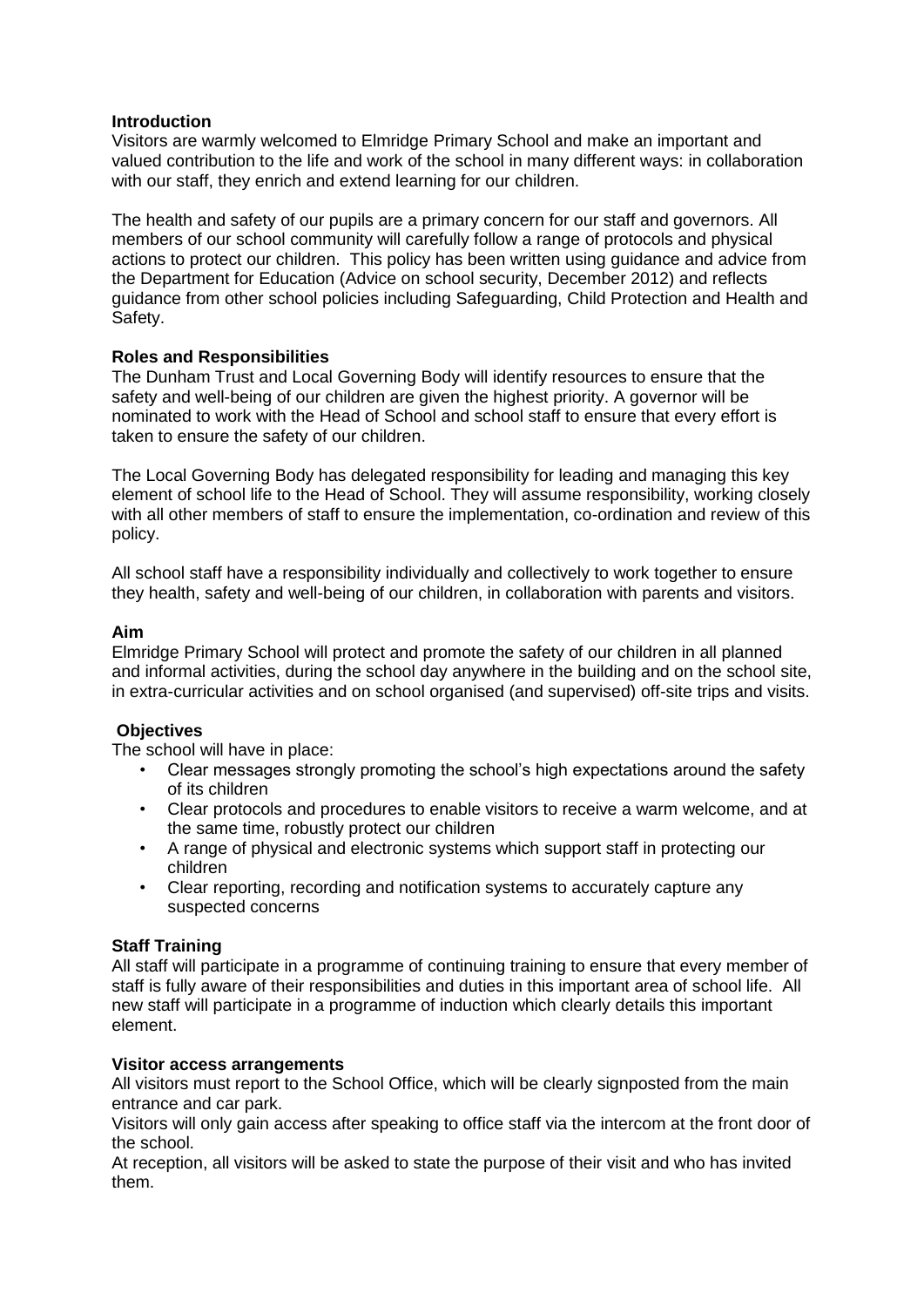**Introduction**

Visitors are warmly welcomed to Elmridge Primary School and make an important and valued contribution to the life and work of the school in many different ways: in collaboration with our staff, they enrich and extend learning for our children.

The health and safety of our pupils are a primary concern for our staff and governors. All members of our school community will carefully follow a range of protocols and physical actions to protect our children. This policy has been written using guidance and advice from the Department for Education (Advice on school security, December 2012) and reflects guidance from other school policies including Safeguarding, Child Protection and Health and Safety.

**Roles and Responsibilities**

The Dunham Trust and Local Governing Body will identify resources to ensure that the safety and well-being of our children are given the highest priority. A governor will be nominated to work with the Head of School and school staff to ensure that every effort is taken to ensure the safety of our children.

The Local Governing Body has delegated responsibility for leading and managing this key element of school life to the Head of School. They will assume responsibility, working closely with all other members of staff to ensure the implementation, co-ordination and review of this policy.

All school staff have a responsibility individually and collectively to work together to ensure they health, safety and well-being of our children, in collaboration with parents and visitors.

**Aim**

Elmridge Primary School will protect and promote the safety of our children in all planned and informal activities, during the school day anywhere in the building and on the school site, in extra-curricular activities and on school organised (and supervised) off-site trips and visits.

**Objectives**

The school will have in place:

- Clear messages strongly promoting the school's high expectations around the safety of its children
- Clear protocols and procedures to enable visitors to receive a warm welcome, and at the same time, robustly protect our children
- A range of physical and electronic systems which support staff in protecting our children
- Clear reporting, recording and notification systems to accurately capture any suspected concerns

**Staff Training**

All staff will participate in a programme of continuing training to ensure that every member of staff is fully aware of their responsibilities and duties in this important area of school life. All new staff will participate in a programme of induction which clearly details this important element.

**Visitor access arrangements**

All visitors must report to the School Office, which will be clearly signposted from the main entrance and car park.

Visitors will only gain access after speaking to office staff via the intercom at the front door of the school.

At reception, all visitors will be asked to state the purpose of their visit and who has invited them.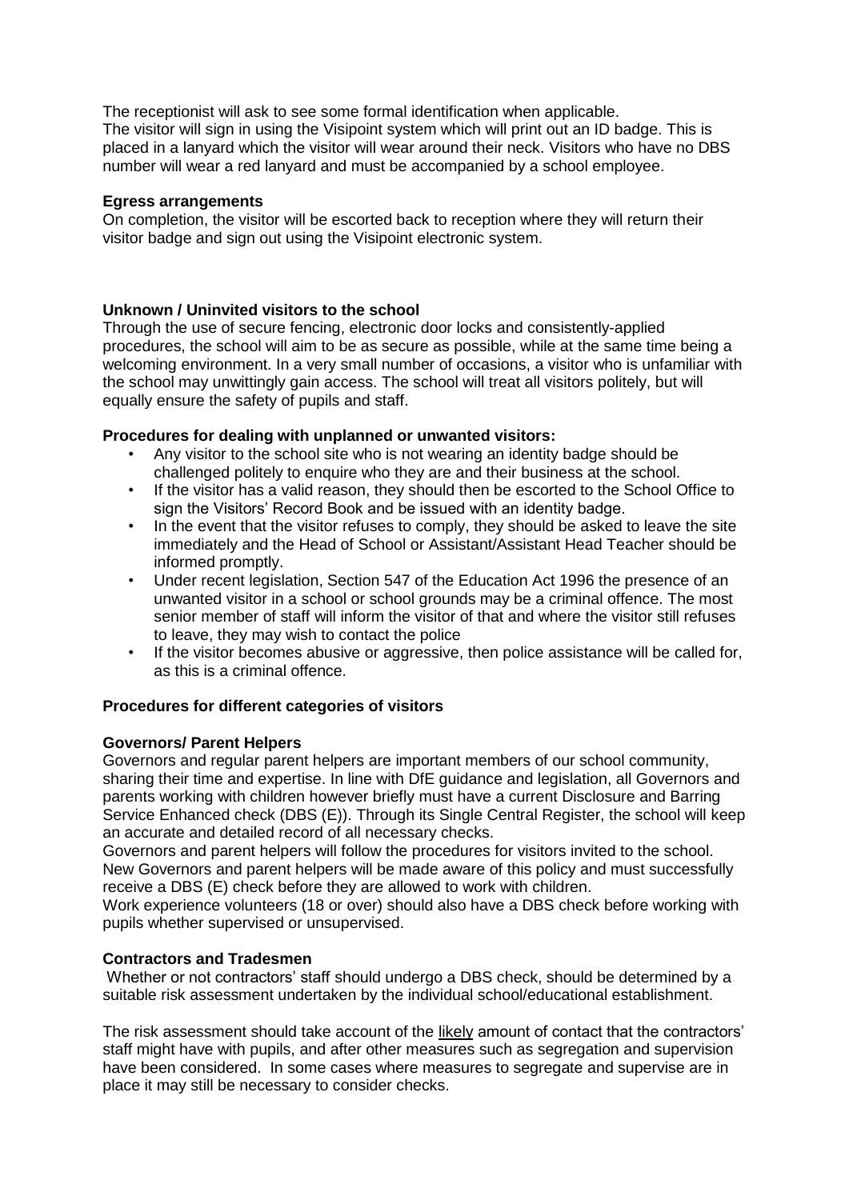The receptionist will ask to see some formal identification when applicable.
The visitor will sign in using the Visipoint system which will print out an ID badge. This is placed in a lanyard which the visitor will wear around their neck. Visitors who have no DBS number will wear a red lanyard and must be accompanied by a school employee.

**Egress arrangements**
On completion, the visitor will be escorted back to reception where they will return their visitor badge and sign out using the Visipoint electronic system.

**Unknown / Uninvited visitors to the school**
Through the use of secure fencing, electronic door locks and consistently-applied procedures, the school will aim to be as secure as possible, while at the same time being a welcoming environment. In a very small number of occasions, a visitor who is unfamiliar with the school may unwittingly gain access. The school will treat all visitors politely, but will equally ensure the safety of pupils and staff.

**Procedures for dealing with unplanned or unwanted visitors:**

- Any visitor to the school site who is not wearing an identity badge should be challenged politely to enquire who they are and their business at the school.
- If the visitor has a valid reason, they should then be escorted to the School Office to sign the Visitors' Record Book and be issued with an identity badge.
- In the event that the visitor refuses to comply, they should be asked to leave the site immediately and the Head of School or Assistant/Assistant Head Teacher should be informed promptly.
- Under recent legislation, Section 547 of the Education Act 1996 the presence of an unwanted visitor in a school or school grounds may be a criminal offence. The most senior member of staff will inform the visitor of that and where the visitor still refuses to leave, they may wish to contact the police
- If the visitor becomes abusive or aggressive, then police assistance will be called for, as this is a criminal offence.

**Procedures for different categories of visitors**

**Governors/ Parent Helpers**
Governors and regular parent helpers are important members of our school community, sharing their time and expertise. In line with DfE guidance and legislation, all Governors and parents working with children however briefly must have a current Disclosure and Barring Service Enhanced check (DBS (E)). Through its Single Central Register, the school will keep an accurate and detailed record of all necessary checks.
Governors and parent helpers will follow the procedures for visitors invited to the school.
New Governors and parent helpers will be made aware of this policy and must successfully receive a DBS (E) check before they are allowed to work with children.
Work experience volunteers (18 or over) should also have a DBS check before working with pupils whether supervised or unsupervised.

**Contractors and Tradesmen**
Whether or not contractors' staff should undergo a DBS check, should be determined by a suitable risk assessment undertaken by the individual school/educational establishment.

The risk assessment should take account of the likely amount of contact that the contractors' staff might have with pupils, and after other measures such as segregation and supervision have been considered. In some cases where measures to segregate and supervise are in place it may still be necessary to consider checks.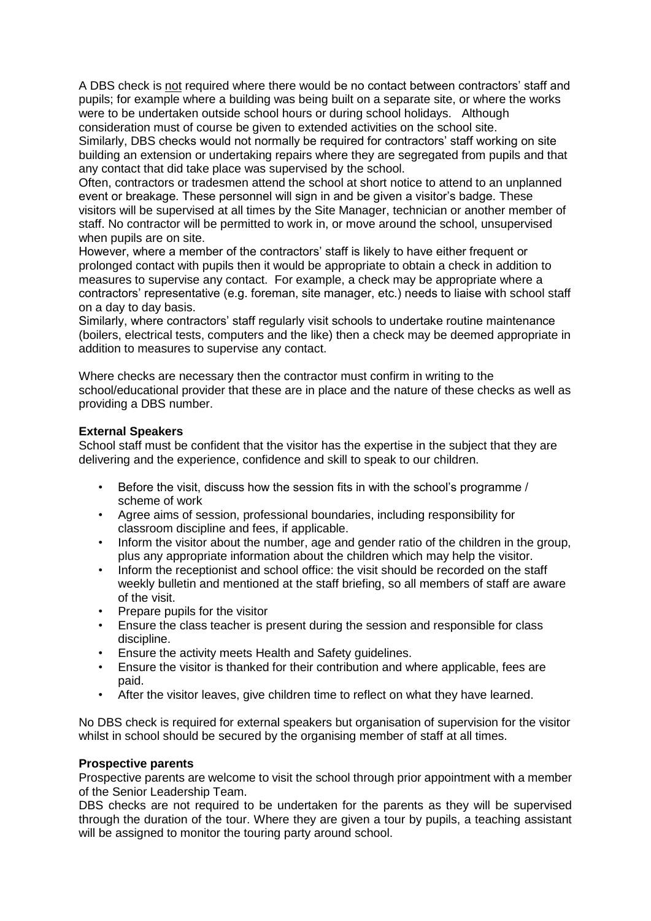A DBS check is not required where there would be no contact between contractors' staff and pupils; for example where a building was being built on a separate site, or where the works were to be undertaken outside school hours or during school holidays. Although consideration must of course be given to extended activities on the school site.
Similarly, DBS checks would not normally be required for contractors' staff working on site building an extension or undertaking repairs where they are segregated from pupils and that any contact that did take place was supervised by the school.
Often, contractors or tradesmen attend the school at short notice to attend to an unplanned event or breakage. These personnel will sign in and be given a visitor's badge. These visitors will be supervised at all times by the Site Manager, technician or another member of staff. No contractor will be permitted to work in, or move around the school, unsupervised when pupils are on site.
However, where a member of the contractors' staff is likely to have either frequent or prolonged contact with pupils then it would be appropriate to obtain a check in addition to measures to supervise any contact. For example, a check may be appropriate where a contractors' representative (e.g. foreman, site manager, etc.) needs to liaise with school staff on a day to day basis.
Similarly, where contractors' staff regularly visit schools to undertake routine maintenance (boilers, electrical tests, computers and the like) then a check may be deemed appropriate in addition to measures to supervise any contact.

Where checks are necessary then the contractor must confirm in writing to the school/educational provider that these are in place and the nature of these checks as well as providing a DBS number.

**External Speakers**

School staff must be confident that the visitor has the expertise in the subject that they are delivering and the experience, confidence and skill to speak to our children.

- Before the visit, discuss how the session fits in with the school's programme / scheme of work
- Agree aims of session, professional boundaries, including responsibility for classroom discipline and fees, if applicable.
- Inform the visitor about the number, age and gender ratio of the children in the group, plus any appropriate information about the children which may help the visitor.
- Inform the receptionist and school office: the visit should be recorded on the staff weekly bulletin and mentioned at the staff briefing, so all members of staff are aware of the visit.
- Prepare pupils for the visitor
- Ensure the class teacher is present during the session and responsible for class discipline.
- Ensure the activity meets Health and Safety guidelines.
- Ensure the visitor is thanked for their contribution and where applicable, fees are paid.
- After the visitor leaves, give children time to reflect on what they have learned.

No DBS check is required for external speakers but organisation of supervision for the visitor whilst in school should be secured by the organising member of staff at all times.

**Prospective parents**

Prospective parents are welcome to visit the school through prior appointment with a member of the Senior Leadership Team.
DBS checks are not required to be undertaken for the parents as they will be supervised through the duration of the tour. Where they are given a tour by pupils, a teaching assistant will be assigned to monitor the touring party around school.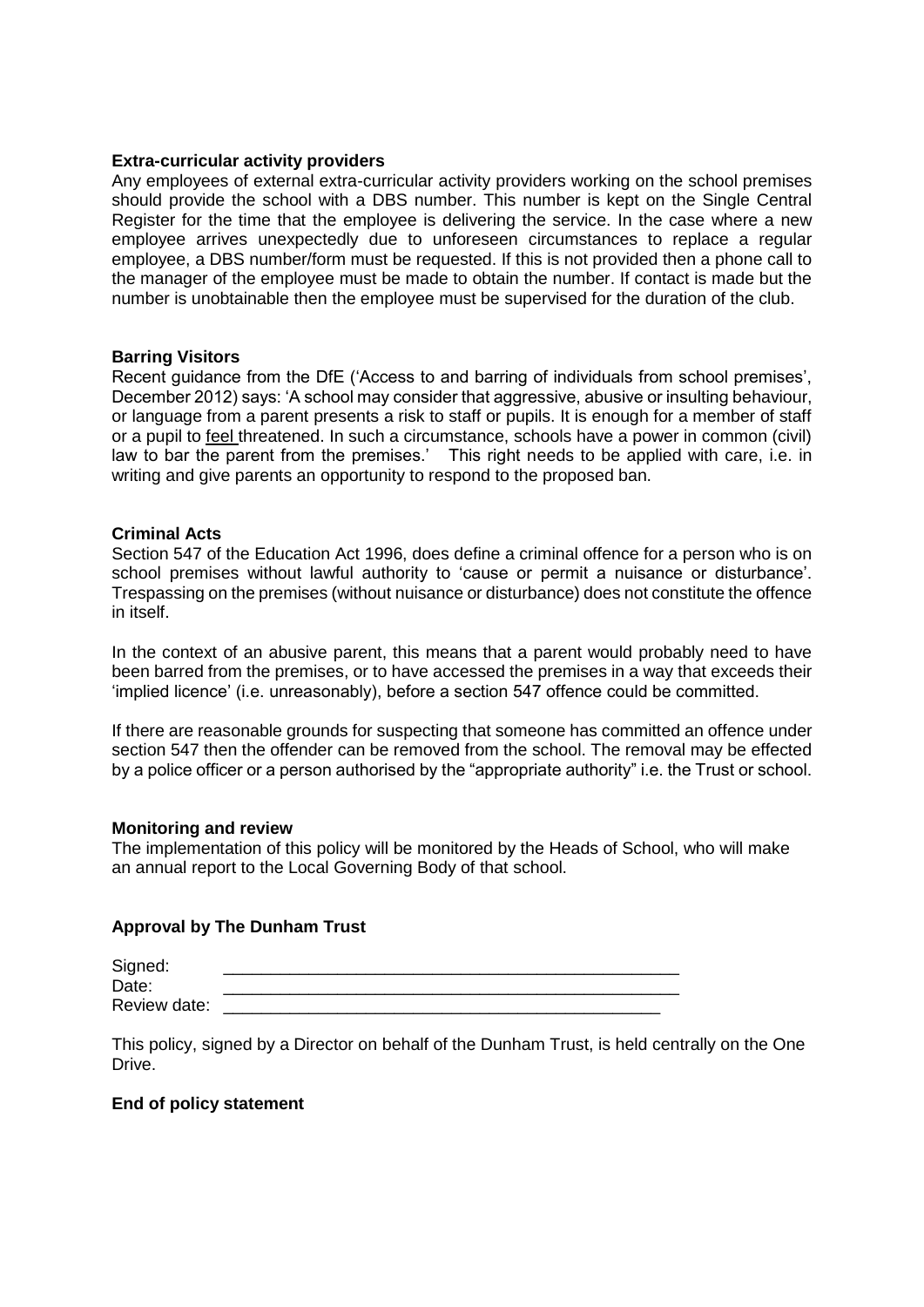**Extra-curricular activity providers**

Any employees of external extra-curricular activity providers working on the school premises should provide the school with a DBS number. This number is kept on the Single Central Register for the time that the employee is delivering the service. In the case where a new employee arrives unexpectedly due to unforeseen circumstances to replace a regular employee, a DBS number/form must be requested. If this is not provided then a phone call to the manager of the employee must be made to obtain the number. If contact is made but the number is unobtainable then the employee must be supervised for the duration of the club.

**Barring Visitors**

Recent guidance from the DfE ('Access to and barring of individuals from school premises', December 2012) says: 'A school may consider that aggressive, abusive or insulting behaviour, or language from a parent presents a risk to staff or pupils. It is enough for a member of staff or a pupil to <u>feel</u> threatened. In such a circumstance, schools have a power in common (civil) law to bar the parent from the premises.' This right needs to be applied with care, i.e. in writing and give parents an opportunity to respond to the proposed ban.

**Criminal Acts**

Section 547 of the Education Act 1996, does define a criminal offence for a person who is on school premises without lawful authority to 'cause or permit a nuisance or disturbance'. Trespassing on the premises (without nuisance or disturbance) does not constitute the offence in itself.

In the context of an abusive parent, this means that a parent would probably need to have been barred from the premises, or to have accessed the premises in a way that exceeds their 'implied licence' (i.e. unreasonably), before a section 547 offence could be committed.

If there are reasonable grounds for suspecting that someone has committed an offence under section 547 then the offender can be removed from the school. The removal may be effected by a police officer or a person authorised by the "appropriate authority" i.e. the Trust or school.

**Monitoring and review**

The implementation of this policy will be monitored by the Heads of School, who will make an annual report to the Local Governing Body of that school.

**Approval by The Dunham Trust**

Signed: ____________________________________________
Date: ____________________________________________
Review date: ________________________________________

This policy, signed by a Director on behalf of the Dunham Trust, is held centrally on the One Drive.

**End of policy statement**